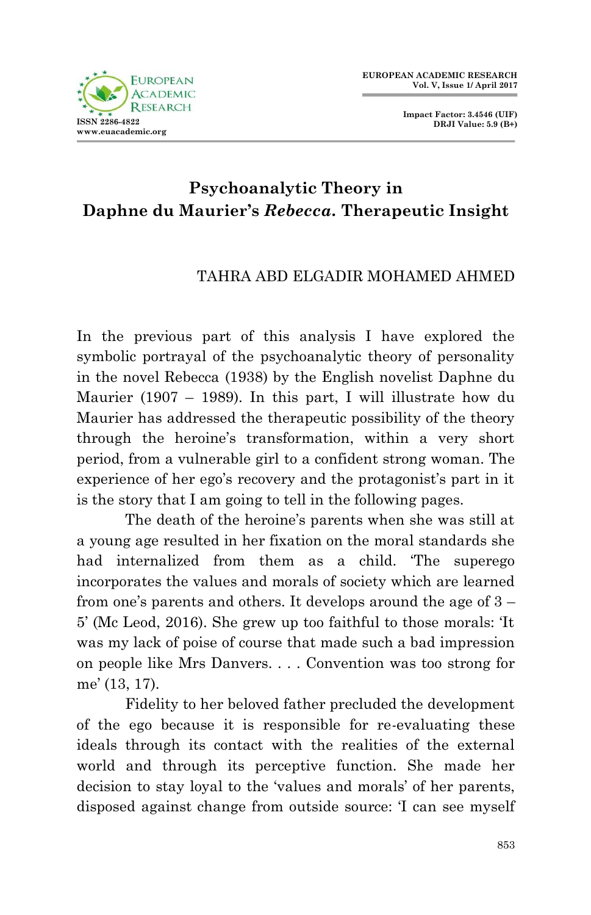# Psychoanalytic Theory in Daphne du Maurier's *Rebecca*. Therapeutic Insight

TAHRA ABD ELGADIR MOHAMED AHMED

In the previous part of this analysis I have explored the symbolic portrayal of the psychoanalytic theory of personality in the novel Rebecca (1938) by the English novelist Daphne du Maurier (1907 – 1989). In this part, I will illustrate how du Maurier has addressed the therapeutic possibility of the theory through the heroine's transformation, within a very short period, from a vulnerable girl to a confident strong woman. The experience of her ego's recovery and the protagonist's part in it is the story that I am going to tell in the following pages.

The death of the heroine's parents when she was still at a young age resulted in her fixation on the moral standards she had internalized from them as a child. 'The superego incorporates the values and morals of society which are learned from one's parents and others. It develops around the age of 3 – 5' (Mc Leod, 2016). She grew up too faithful to those morals: 'It was my lack of poise of course that made such a bad impression on people like Mrs Danvers. . . . Convention was too strong for me' (13, 17).

Fidelity to her beloved father precluded the development of the ego because it is responsible for re-evaluating these ideals through its contact with the realities of the external world and through its perceptive function. She made her decision to stay loyal to the 'values and morals' of her parents, disposed against change from outside source: 'I can see myself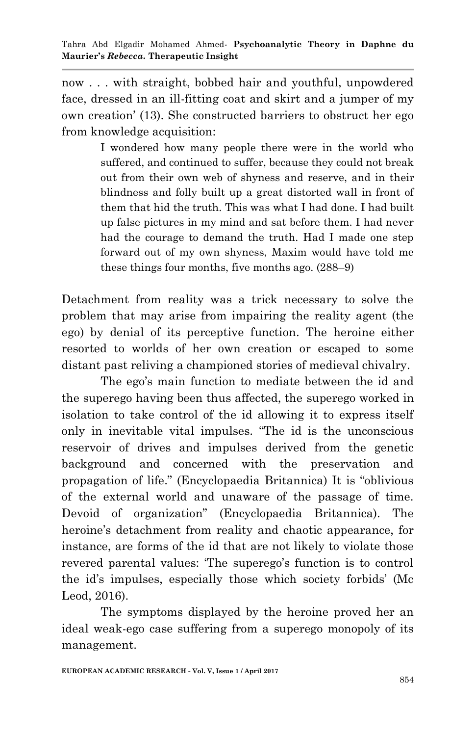now . . . with straight, bobbed hair and youthful, unpowdered face, dressed in an ill-fitting coat and skirt and a jumper of my own creation' (13). She constructed barriers to obstruct her ego from knowledge acquisition:

> I wondered how many people there were in the world who suffered, and continued to suffer, because they could not break out from their own web of shyness and reserve, and in their blindness and folly built up a great distorted wall in front of them that hid the truth. This was what I had done. I had built up false pictures in my mind and sat before them. I had never had the courage to demand the truth. Had I made one step forward out of my own shyness, Maxim would have told me these things four months, five months ago. (288–9)

Detachment from reality was a trick necessary to solve the problem that may arise from impairing the reality agent (the ego) by denial of its perceptive function. The heroine either resorted to worlds of her own creation or escaped to some distant past reliving a championed stories of medieval chivalry.

The ego's main function to mediate between the id and the superego having been thus affected, the superego worked in isolation to take control of the id allowing it to express itself only in inevitable vital impulses. "The id is the unconscious reservoir of drives and impulses derived from the genetic background and concerned with the preservation and propagation of life." (Encyclopaedia Britannica) It is "oblivious of the external world and unaware of the passage of time. Devoid of organization" (Encyclopaedia Britannica). The heroine's detachment from reality and chaotic appearance, for instance, are forms of the id that are not likely to violate those revered parental values: 'The superego's function is to control the id's impulses, especially those which society forbids' (Mc Leod, 2016).

The symptoms displayed by the heroine proved her an ideal weak-ego case suffering from a superego monopoly of its management.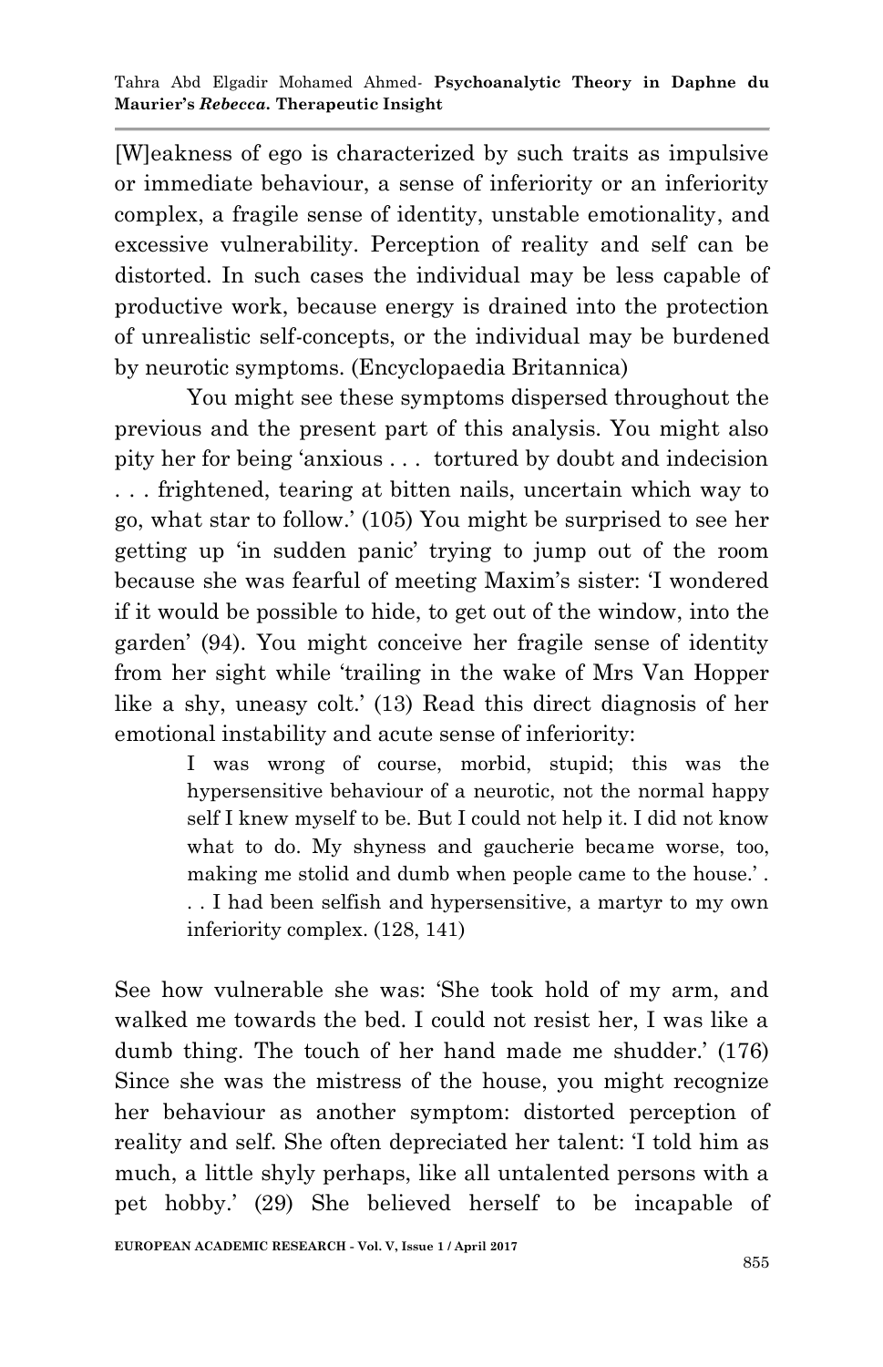[W]eakness of ego is characterized by such traits as impulsive or immediate behaviour, a sense of inferiority or an inferiority complex, a fragile sense of identity, unstable emotionality, and excessive vulnerability. Perception of reality and self can be distorted. In such cases the individual may be less capable of productive work, because energy is drained into the protection of unrealistic self-concepts, or the individual may be burdened by neurotic symptoms. (Encyclopaedia Britannica)

You might see these symptoms dispersed throughout the previous and the present part of this analysis. You might also pity her for being 'anxious . . . tortured by doubt and indecision . . . frightened, tearing at bitten nails, uncertain which way to go, what star to follow.' (105) You might be surprised to see her getting up 'in sudden panic' trying to jump out of the room because she was fearful of meeting Maxim's sister: 'I wondered if it would be possible to hide, to get out of the window, into the garden' (94). You might conceive her fragile sense of identity from her sight while 'trailing in the wake of Mrs Van Hopper like a shy, uneasy colt.' (13) Read this direct diagnosis of her emotional instability and acute sense of inferiority:

> I was wrong of course, morbid, stupid; this was the hypersensitive behaviour of a neurotic, not the normal happy self I knew myself to be. But I could not help it. I did not know what to do. My shyness and gaucherie became worse, too, making me stolid and dumb when people came to the house.' . . . I had been selfish and hypersensitive, a martyr to my own inferiority complex. (128, 141)

See how vulnerable she was: 'She took hold of my arm, and walked me towards the bed. I could not resist her, I was like a dumb thing. The touch of her hand made me shudder.' (176) Since she was the mistress of the house, you might recognize her behaviour as another symptom: distorted perception of reality and self. She often depreciated her talent: 'I told him as much, a little shyly perhaps, like all untalented persons with a pet hobby.' (29) She believed herself to be incapable of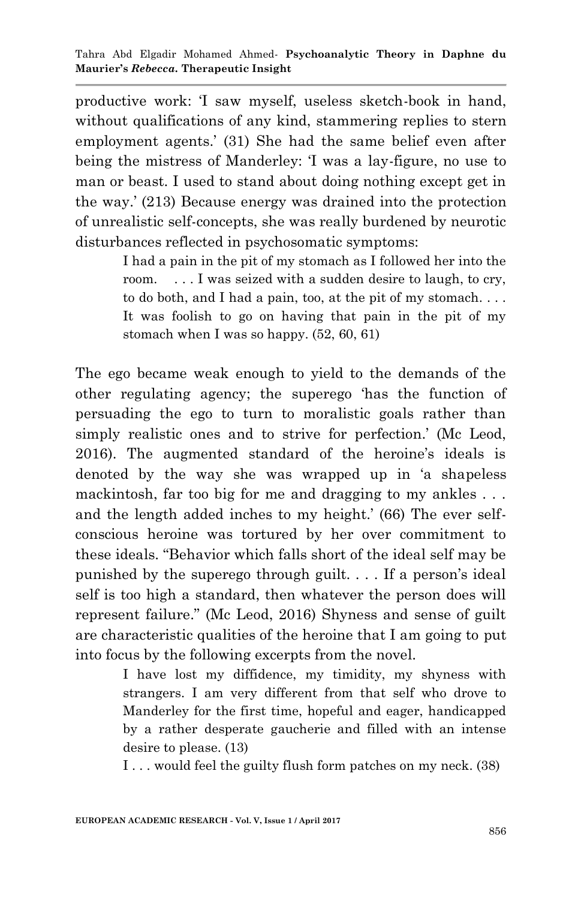productive work: 'I saw myself, useless sketch-book in hand, without qualifications of any kind, stammering replies to stern employment agents.' (31) She had the same belief even after being the mistress of Manderley: 'I was a lay-figure, no use to man or beast. I used to stand about doing nothing except get in the way.' (213) Because energy was drained into the protection of unrealistic self-concepts, she was really burdened by neurotic disturbances reflected in psychosomatic symptoms:

> I had a pain in the pit of my stomach as I followed her into the room. . . . I was seized with a sudden desire to laugh, to cry, to do both, and I had a pain, too, at the pit of my stomach. . . . It was foolish to go on having that pain in the pit of my stomach when I was so happy. (52, 60, 61)

The ego became weak enough to yield to the demands of the other regulating agency; the superego 'has the function of persuading the ego to turn to moralistic goals rather than simply realistic ones and to strive for perfection.' (Mc Leod, 2016). The augmented standard of the heroine's ideals is denoted by the way she was wrapped up in 'a shapeless mackintosh, far too big for me and dragging to my ankles . . . and the length added inches to my height.' (66) The ever self-conscious heroine was tortured by her over commitment to these ideals. "Behavior which falls short of the ideal self may be punished by the superego through guilt. . . . If a person's ideal self is too high a standard, then whatever the person does will represent failure." (Mc Leod, 2016) Shyness and sense of guilt are characteristic qualities of the heroine that I am going to put into focus by the following excerpts from the novel.

> I have lost my diffidence, my timidity, my shyness with strangers. I am very different from that self who drove to Manderley for the first time, hopeful and eager, handicapped by a rather desperate gaucherie and filled with an intense desire to please. (13)
>
> I . . . would feel the guilty flush form patches on my neck. (38)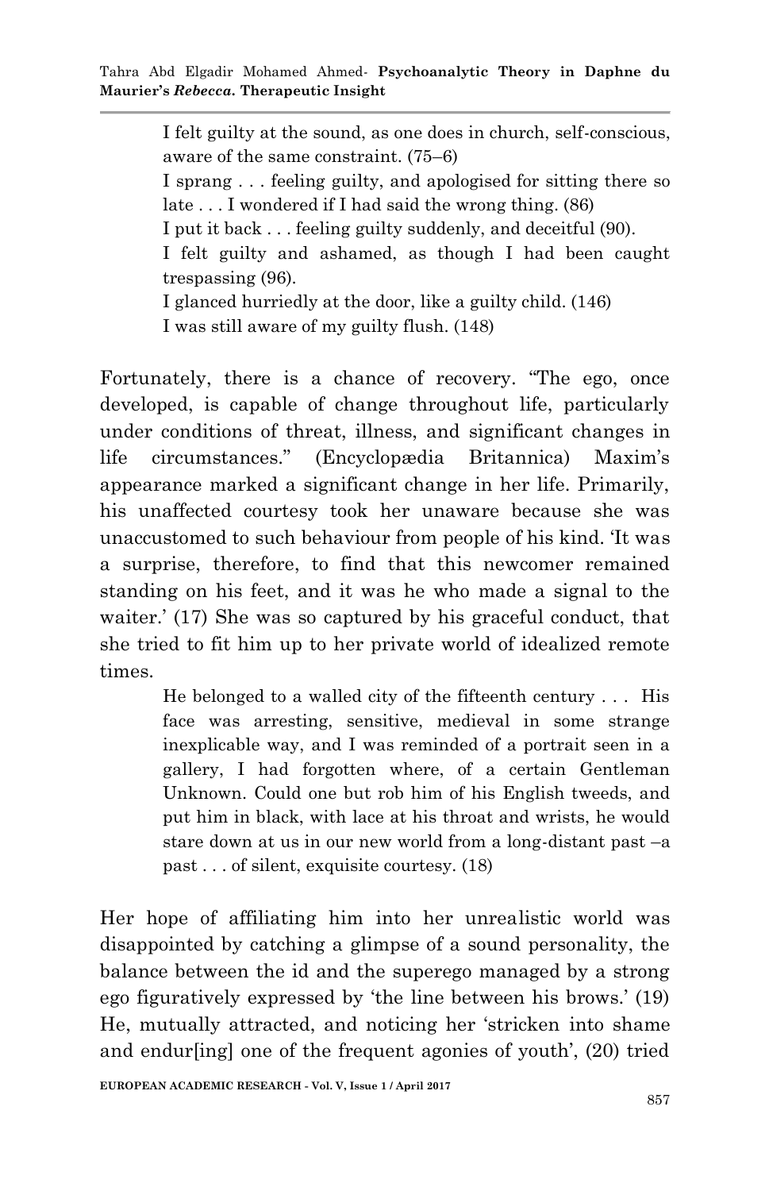> I felt guilty at the sound, as one does in church, self-conscious, aware of the same constraint. (75–6)
>
> I sprang . . . feeling guilty, and apologised for sitting there so late . . . I wondered if I had said the wrong thing. (86)
>
> I put it back . . . feeling guilty suddenly, and deceitful (90).
>
> I felt guilty and ashamed, as though I had been caught trespassing (96).
>
> I glanced hurriedly at the door, like a guilty child. (146)
>
> I was still aware of my guilty flush. (148)

Fortunately, there is a chance of recovery. "The ego, once developed, is capable of change throughout life, particularly under conditions of threat, illness, and significant changes in life circumstances." (Encyclopædia Britannica) Maxim's appearance marked a significant change in her life. Primarily, his unaffected courtesy took her unaware because she was unaccustomed to such behaviour from people of his kind. 'It was a surprise, therefore, to find that this newcomer remained standing on his feet, and it was he who made a signal to the waiter.' (17) She was so captured by his graceful conduct, that she tried to fit him up to her private world of idealized remote times.

> He belonged to a walled city of the fifteenth century . . . His face was arresting, sensitive, medieval in some strange inexplicable way, and I was reminded of a portrait seen in a gallery, I had forgotten where, of a certain Gentleman Unknown. Could one but rob him of his English tweeds, and put him in black, with lace at his throat and wrists, he would stare down at us in our new world from a long-distant past –a past . . . of silent, exquisite courtesy. (18)

Her hope of affiliating him into her unrealistic world was disappointed by catching a glimpse of a sound personality, the balance between the id and the superego managed by a strong ego figuratively expressed by 'the line between his brows.' (19) He, mutually attracted, and noticing her 'stricken into shame and endur[ing] one of the frequent agonies of youth', (20) tried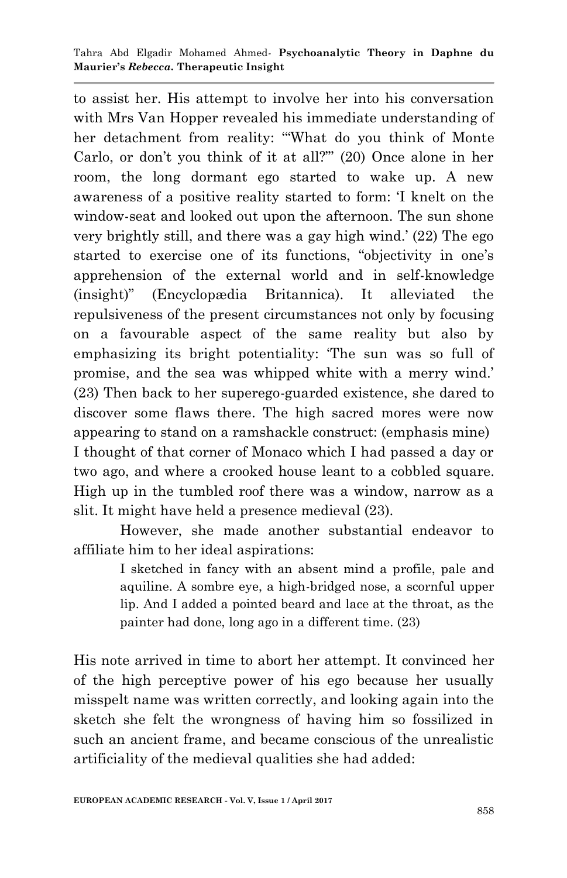to assist her. His attempt to involve her into his conversation with Mrs Van Hopper revealed his immediate understanding of her detachment from reality: '"What do you think of Monte Carlo, or don't you think of it at all?"' (20) Once alone in her room, the long dormant ego started to wake up. A new awareness of a positive reality started to form: 'I knelt on the window-seat and looked out upon the afternoon. The sun shone very brightly still, and there was a gay high wind.' (22) The ego started to exercise one of its functions, "objectivity in one's apprehension of the external world and in self-knowledge (insight)" (Encyclopædia Britannica). It alleviated the repulsiveness of the present circumstances not only by focusing on a favourable aspect of the same reality but also by emphasizing its bright potentiality: 'The sun was so full of promise, and the sea was whipped white with a merry wind.' (23) Then back to her superego-guarded existence, she dared to discover some flaws there. The high sacred mores were now appearing to stand on a ramshackle construct: (emphasis mine)
I thought of that corner of Monaco which I had passed a day or two ago, and where a crooked house leant to a cobbled square. High up in the tumbled roof there was a window, narrow as a slit. It might have held a presence medieval (23).

However, she made another substantial endeavor to affiliate him to her ideal aspirations:

> I sketched in fancy with an absent mind a profile, pale and aquiline. A sombre eye, a high-bridged nose, a scornful upper lip. And I added a pointed beard and lace at the throat, as the painter had done, long ago in a different time. (23)

His note arrived in time to abort her attempt. It convinced her of the high perceptive power of his ego because her usually misspelt name was written correctly, and looking again into the sketch she felt the wrongness of having him so fossilized in such an ancient frame, and became conscious of the unrealistic artificiality of the medieval qualities she had added: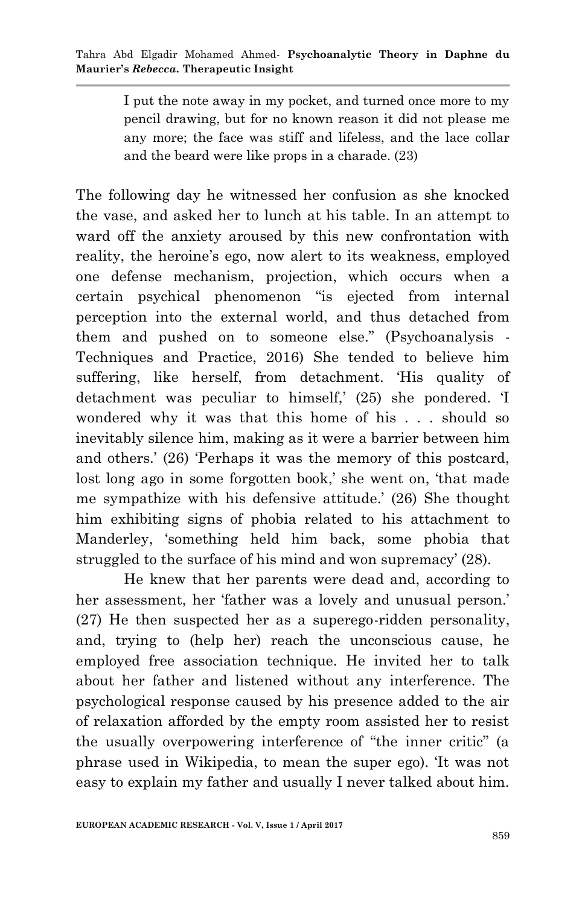> I put the note away in my pocket, and turned once more to my pencil drawing, but for no known reason it did not please me any more; the face was stiff and lifeless, and the lace collar and the beard were like props in a charade. (23)

The following day he witnessed her confusion as she knocked the vase, and asked her to lunch at his table. In an attempt to ward off the anxiety aroused by this new confrontation with reality, the heroine's ego, now alert to its weakness, employed one defense mechanism, projection, which occurs when a certain psychical phenomenon "is ejected from internal perception into the external world, and thus detached from them and pushed on to someone else." (Psychoanalysis - Techniques and Practice, 2016) She tended to believe him suffering, like herself, from detachment. 'His quality of detachment was peculiar to himself,' (25) she pondered. 'I wondered why it was that this home of his . . . should so inevitably silence him, making as it were a barrier between him and others.' (26) 'Perhaps it was the memory of this postcard, lost long ago in some forgotten book,' she went on, 'that made me sympathize with his defensive attitude.' (26) She thought him exhibiting signs of phobia related to his attachment to Manderley, 'something held him back, some phobia that struggled to the surface of his mind and won supremacy' (28).

He knew that her parents were dead and, according to her assessment, her 'father was a lovely and unusual person.' (27) He then suspected her as a superego-ridden personality, and, trying to (help her) reach the unconscious cause, he employed free association technique. He invited her to talk about her father and listened without any interference. The psychological response caused by his presence added to the air of relaxation afforded by the empty room assisted her to resist the usually overpowering interference of "the inner critic" (a phrase used in Wikipedia, to mean the super ego). 'It was not easy to explain my father and usually I never talked about him.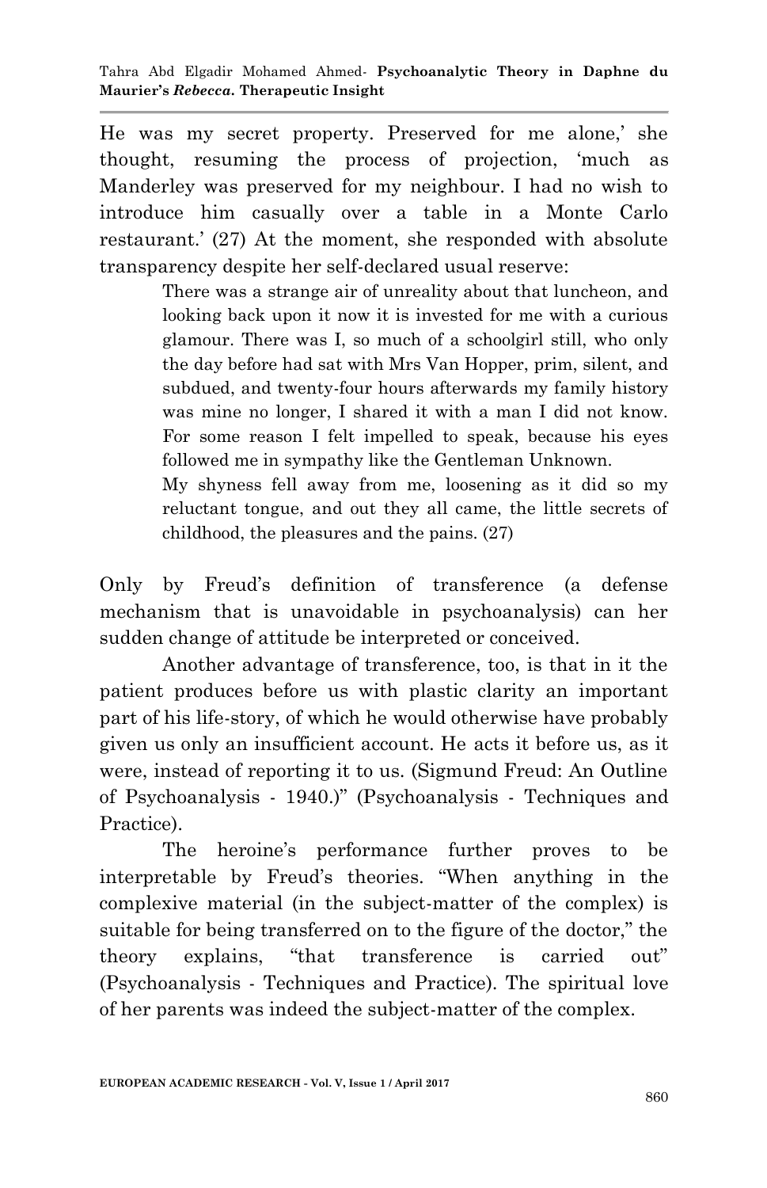He was my secret property. Preserved for me alone,' she thought, resuming the process of projection, 'much as Manderley was preserved for my neighbour. I had no wish to introduce him casually over a table in a Monte Carlo restaurant.' (27) At the moment, she responded with absolute transparency despite her self-declared usual reserve:

> There was a strange air of unreality about that luncheon, and looking back upon it now it is invested for me with a curious glamour. There was I, so much of a schoolgirl still, who only the day before had sat with Mrs Van Hopper, prim, silent, and subdued, and twenty-four hours afterwards my family history was mine no longer, I shared it with a man I did not know. For some reason I felt impelled to speak, because his eyes followed me in sympathy like the Gentleman Unknown.
>
> My shyness fell away from me, loosening as it did so my reluctant tongue, and out they all came, the little secrets of childhood, the pleasures and the pains. (27)

Only by Freud's definition of transference (a defense mechanism that is unavoidable in psychoanalysis) can her sudden change of attitude be interpreted or conceived.

Another advantage of transference, too, is that in it the patient produces before us with plastic clarity an important part of his life-story, of which he would otherwise have probably given us only an insufficient account. He acts it before us, as it were, instead of reporting it to us. (Sigmund Freud: An Outline of Psychoanalysis - 1940.)" (Psychoanalysis - Techniques and Practice).

The heroine's performance further proves to be interpretable by Freud's theories. "When anything in the complexive material (in the subject-matter of the complex) is suitable for being transferred on to the figure of the doctor," the theory explains, "that transference is carried out" (Psychoanalysis - Techniques and Practice). The spiritual love of her parents was indeed the subject-matter of the complex.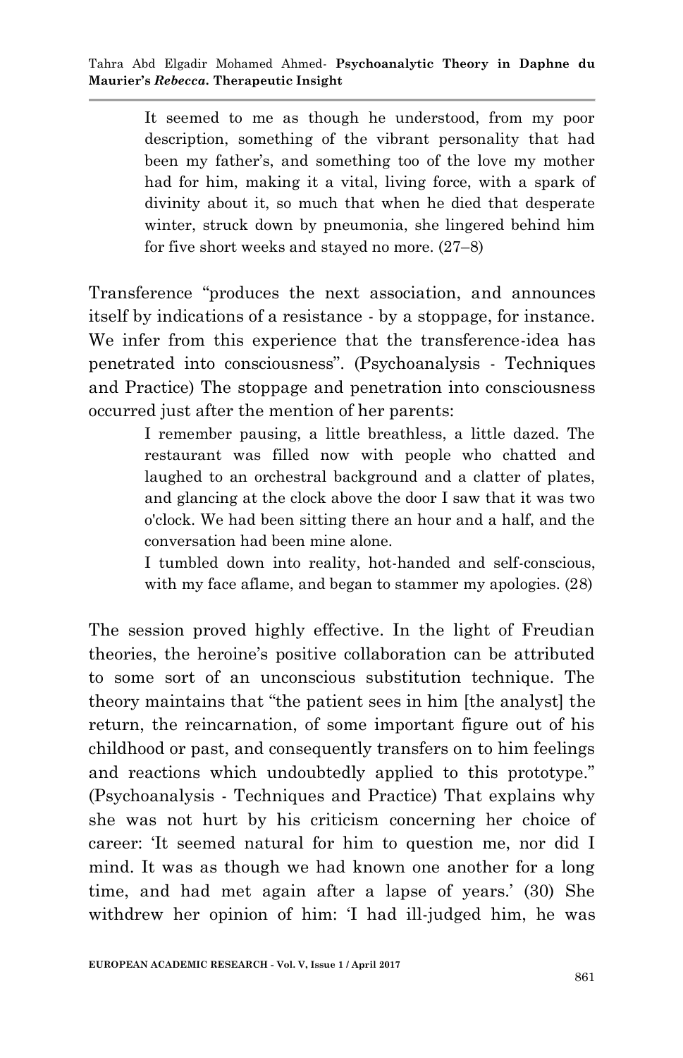> It seemed to me as though he understood, from my poor description, something of the vibrant personality that had been my father's, and something too of the love my mother had for him, making it a vital, living force, with a spark of divinity about it, so much that when he died that desperate winter, struck down by pneumonia, she lingered behind him for five short weeks and stayed no more. (27–8)

Transference "produces the next association, and announces itself by indications of a resistance - by a stoppage, for instance. We infer from this experience that the transference-idea has penetrated into consciousness". (Psychoanalysis - Techniques and Practice) The stoppage and penetration into consciousness occurred just after the mention of her parents:

> I remember pausing, a little breathless, a little dazed. The restaurant was filled now with people who chatted and laughed to an orchestral background and a clatter of plates, and glancing at the clock above the door I saw that it was two o'clock. We had been sitting there an hour and a half, and the conversation had been mine alone.
>
> I tumbled down into reality, hot-handed and self-conscious, with my face aflame, and began to stammer my apologies. (28)

The session proved highly effective. In the light of Freudian theories, the heroine's positive collaboration can be attributed to some sort of an unconscious substitution technique. The theory maintains that "the patient sees in him [the analyst] the return, the reincarnation, of some important figure out of his childhood or past, and consequently transfers on to him feelings and reactions which undoubtedly applied to this prototype." (Psychoanalysis - Techniques and Practice) That explains why she was not hurt by his criticism concerning her choice of career: 'It seemed natural for him to question me, nor did I mind. It was as though we had known one another for a long time, and had met again after a lapse of years.' (30) She withdrew her opinion of him: 'I had ill-judged him, he was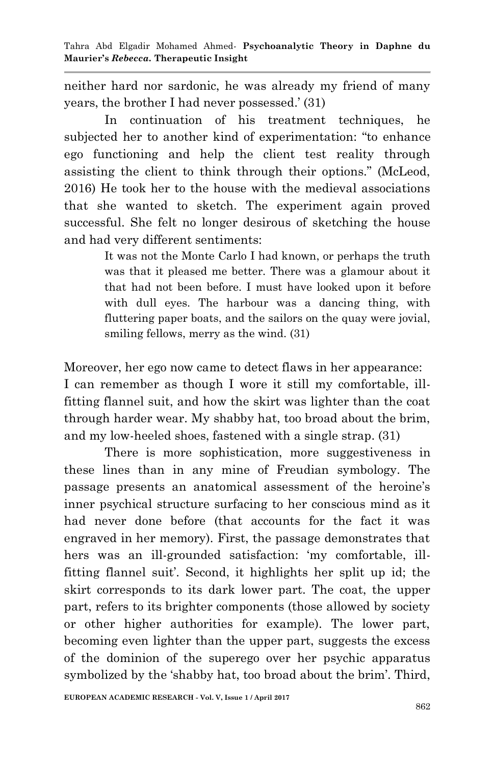neither hard nor sardonic, he was already my friend of many years, the brother I had never possessed.' (31)

In continuation of his treatment techniques, he subjected her to another kind of experimentation: "to enhance ego functioning and help the client test reality through assisting the client to think through their options." (McLeod, 2016) He took her to the house with the medieval associations that she wanted to sketch. The experiment again proved successful. She felt no longer desirous of sketching the house and had very different sentiments:

> It was not the Monte Carlo I had known, or perhaps the truth was that it pleased me better. There was a glamour about it that had not been before. I must have looked upon it before with dull eyes. The harbour was a dancing thing, with fluttering paper boats, and the sailors on the quay were jovial, smiling fellows, merry as the wind. (31)

Moreover, her ego now came to detect flaws in her appearance:
I can remember as though I wore it still my comfortable, ill-fitting flannel suit, and how the skirt was lighter than the coat through harder wear. My shabby hat, too broad about the brim, and my low-heeled shoes, fastened with a single strap. (31)

There is more sophistication, more suggestiveness in these lines than in any mine of Freudian symbology. The passage presents an anatomical assessment of the heroine's inner psychical structure surfacing to her conscious mind as it had never done before (that accounts for the fact it was engraved in her memory). First, the passage demonstrates that hers was an ill-grounded satisfaction: 'my comfortable, ill-fitting flannel suit'. Second, it highlights her split up id; the skirt corresponds to its dark lower part. The coat, the upper part, refers to its brighter components (those allowed by society or other higher authorities for example). The lower part, becoming even lighter than the upper part, suggests the excess of the dominion of the superego over her psychic apparatus symbolized by the 'shabby hat, too broad about the brim'. Third,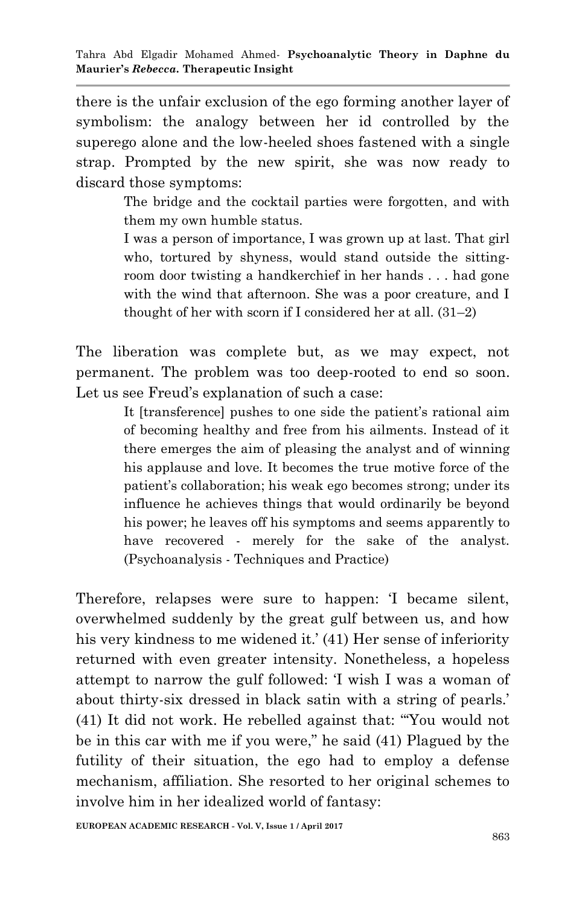there is the unfair exclusion of the ego forming another layer of symbolism: the analogy between her id controlled by the superego alone and the low-heeled shoes fastened with a single strap. Prompted by the new spirit, she was now ready to discard those symptoms:

> The bridge and the cocktail parties were forgotten, and with them my own humble status.
>
> I was a person of importance, I was grown up at last. That girl who, tortured by shyness, would stand outside the sitting-room door twisting a handkerchief in her hands . . . had gone with the wind that afternoon. She was a poor creature, and I thought of her with scorn if I considered her at all. (31–2)

The liberation was complete but, as we may expect, not permanent. The problem was too deep-rooted to end so soon. Let us see Freud's explanation of such a case:

> It [transference] pushes to one side the patient's rational aim of becoming healthy and free from his ailments. Instead of it there emerges the aim of pleasing the analyst and of winning his applause and love. It becomes the true motive force of the patient's collaboration; his weak ego becomes strong; under its influence he achieves things that would ordinarily be beyond his power; he leaves off his symptoms and seems apparently to have recovered - merely for the sake of the analyst. (Psychoanalysis - Techniques and Practice)

Therefore, relapses were sure to happen: 'I became silent, overwhelmed suddenly by the great gulf between us, and how his very kindness to me widened it.' (41) Her sense of inferiority returned with even greater intensity. Nonetheless, a hopeless attempt to narrow the gulf followed: 'I wish I was a woman of about thirty-six dressed in black satin with a string of pearls.' (41) It did not work. He rebelled against that: '"You would not be in this car with me if you were," he said (41) Plagued by the futility of their situation, the ego had to employ a defense mechanism, affiliation. She resorted to her original schemes to involve him in her idealized world of fantasy: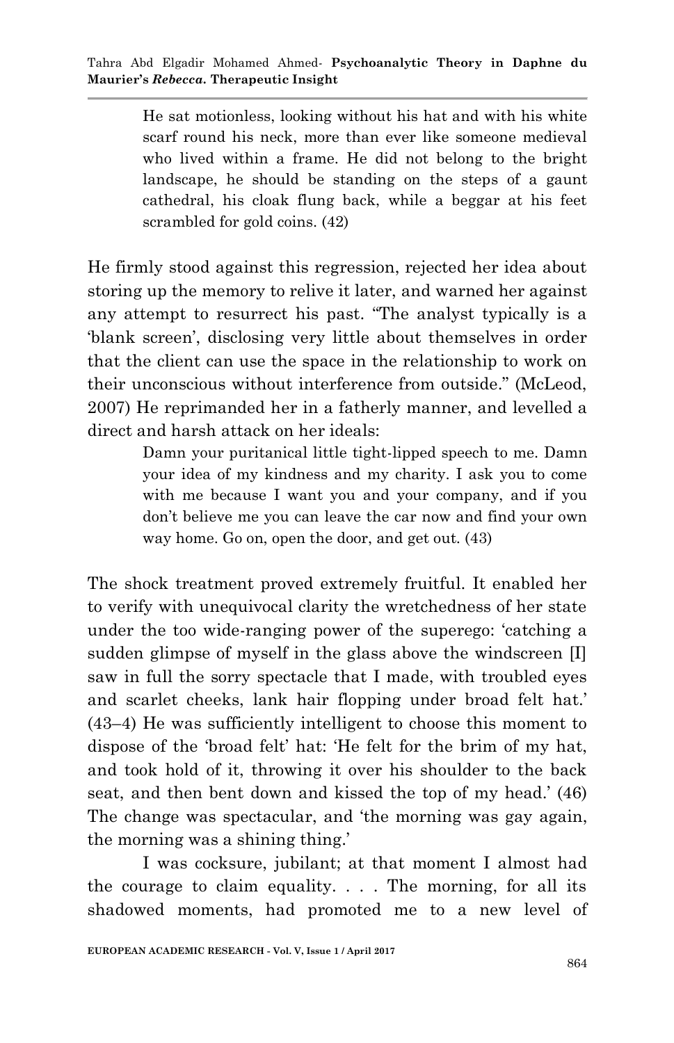> He sat motionless, looking without his hat and with his white scarf round his neck, more than ever like someone medieval who lived within a frame. He did not belong to the bright landscape, he should be standing on the steps of a gaunt cathedral, his cloak flung back, while a beggar at his feet scrambled for gold coins. (42)

He firmly stood against this regression, rejected her idea about storing up the memory to relive it later, and warned her against any attempt to resurrect his past. "The analyst typically is a 'blank screen', disclosing very little about themselves in order that the client can use the space in the relationship to work on their unconscious without interference from outside." (McLeod, 2007) He reprimanded her in a fatherly manner, and levelled a direct and harsh attack on her ideals:

> Damn your puritanical little tight-lipped speech to me. Damn your idea of my kindness and my charity. I ask you to come with me because I want you and your company, and if you don't believe me you can leave the car now and find your own way home. Go on, open the door, and get out. (43)

The shock treatment proved extremely fruitful. It enabled her to verify with unequivocal clarity the wretchedness of her state under the too wide-ranging power of the superego: 'catching a sudden glimpse of myself in the glass above the windscreen [I] saw in full the sorry spectacle that I made, with troubled eyes and scarlet cheeks, lank hair flopping under broad felt hat.' (43–4) He was sufficiently intelligent to choose this moment to dispose of the 'broad felt' hat: 'He felt for the brim of my hat, and took hold of it, throwing it over his shoulder to the back seat, and then bent down and kissed the top of my head.' (46) The change was spectacular, and 'the morning was gay again, the morning was a shining thing.'

I was cocksure, jubilant; at that moment I almost had the courage to claim equality. . . . The morning, for all its shadowed moments, had promoted me to a new level of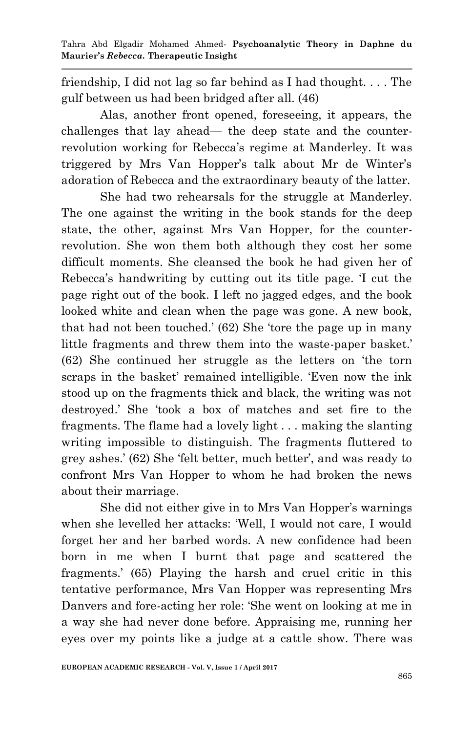friendship, I did not lag so far behind as I had thought. . . . The gulf between us had been bridged after all. (46)

Alas, another front opened, foreseeing, it appears, the challenges that lay ahead— the deep state and the counter-revolution working for Rebecca's regime at Manderley. It was triggered by Mrs Van Hopper's talk about Mr de Winter's adoration of Rebecca and the extraordinary beauty of the latter.

She had two rehearsals for the struggle at Manderley. The one against the writing in the book stands for the deep state, the other, against Mrs Van Hopper, for the counter-revolution. She won them both although they cost her some difficult moments. She cleansed the book he had given her of Rebecca's handwriting by cutting out its title page. 'I cut the page right out of the book. I left no jagged edges, and the book looked white and clean when the page was gone. A new book, that had not been touched.' (62) She 'tore the page up in many little fragments and threw them into the waste-paper basket.' (62) She continued her struggle as the letters on 'the torn scraps in the basket' remained intelligible. 'Even now the ink stood up on the fragments thick and black, the writing was not destroyed.' She 'took a box of matches and set fire to the fragments. The flame had a lovely light . . . making the slanting writing impossible to distinguish. The fragments fluttered to grey ashes.' (62) She 'felt better, much better', and was ready to confront Mrs Van Hopper to whom he had broken the news about their marriage.

She did not either give in to Mrs Van Hopper's warnings when she levelled her attacks: 'Well, I would not care, I would forget her and her barbed words. A new confidence had been born in me when I burnt that page and scattered the fragments.' (65) Playing the harsh and cruel critic in this tentative performance, Mrs Van Hopper was representing Mrs Danvers and fore-acting her role: 'She went on looking at me in a way she had never done before. Appraising me, running her eyes over my points like a judge at a cattle show. There was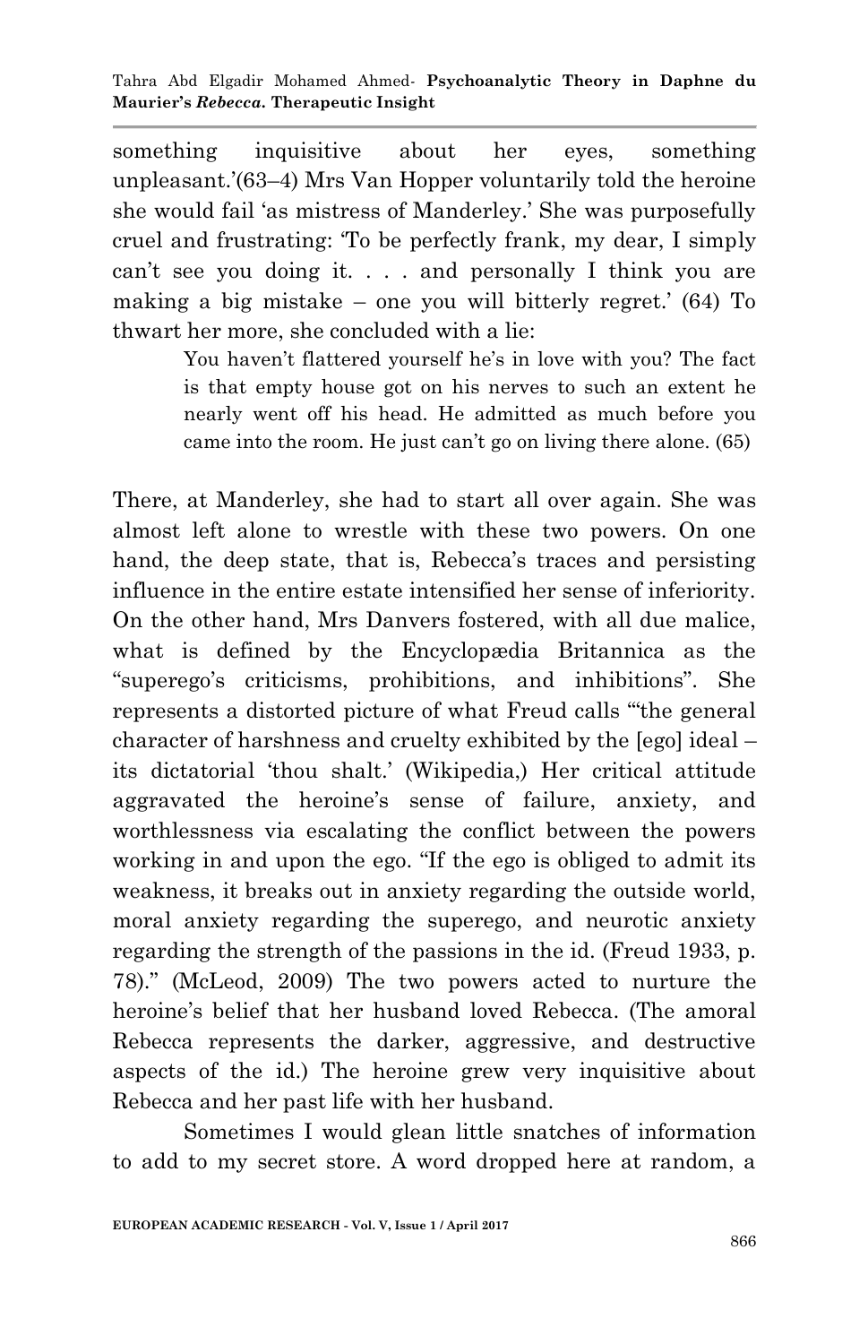something inquisitive about her eyes, something unpleasant.'(63–4) Mrs Van Hopper voluntarily told the heroine she would fail 'as mistress of Manderley.' She was purposefully cruel and frustrating: 'To be perfectly frank, my dear, I simply can't see you doing it. . . . and personally I think you are making a big mistake – one you will bitterly regret.' (64) To thwart her more, she concluded with a lie:

> You haven't flattered yourself he's in love with you? The fact is that empty house got on his nerves to such an extent he nearly went off his head. He admitted as much before you came into the room. He just can't go on living there alone. (65)

There, at Manderley, she had to start all over again. She was almost left alone to wrestle with these two powers. On one hand, the deep state, that is, Rebecca's traces and persisting influence in the entire estate intensified her sense of inferiority. On the other hand, Mrs Danvers fostered, with all due malice, what is defined by the Encyclopædia Britannica as the "superego's criticisms, prohibitions, and inhibitions". She represents a distorted picture of what Freud calls "'the general character of harshness and cruelty exhibited by the [ego] ideal – its dictatorial 'thou shalt.' (Wikipedia,) Her critical attitude aggravated the heroine's sense of failure, anxiety, and worthlessness via escalating the conflict between the powers working in and upon the ego. "If the ego is obliged to admit its weakness, it breaks out in anxiety regarding the outside world, moral anxiety regarding the superego, and neurotic anxiety regarding the strength of the passions in the id. (Freud 1933, p. 78)." (McLeod, 2009) The two powers acted to nurture the heroine's belief that her husband loved Rebecca. (The amoral Rebecca represents the darker, aggressive, and destructive aspects of the id.) The heroine grew very inquisitive about Rebecca and her past life with her husband.

Sometimes I would glean little snatches of information to add to my secret store. A word dropped here at random, a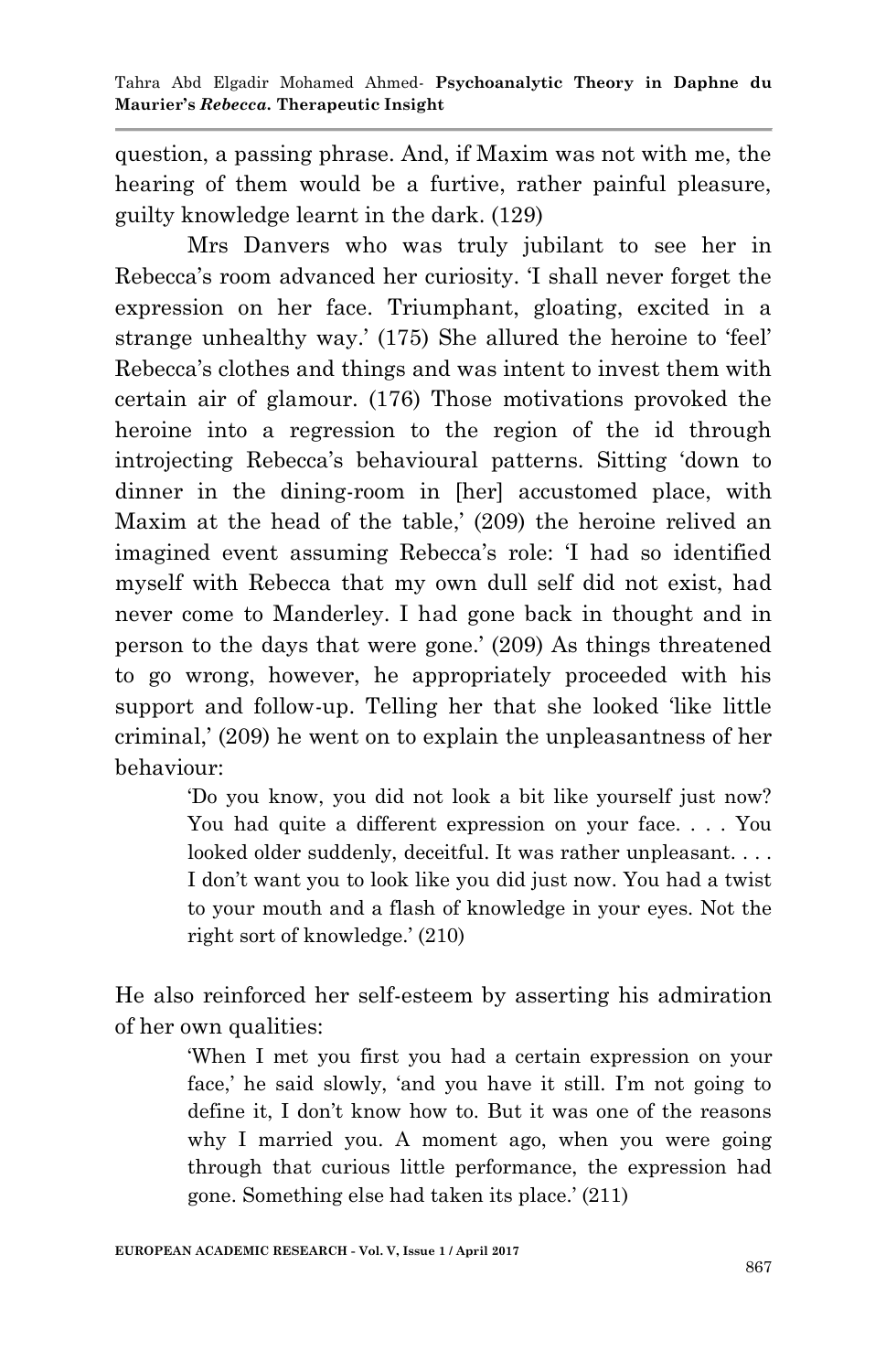question, a passing phrase. And, if Maxim was not with me, the hearing of them would be a furtive, rather painful pleasure, guilty knowledge learnt in the dark. (129)

Mrs Danvers who was truly jubilant to see her in Rebecca's room advanced her curiosity. 'I shall never forget the expression on her face. Triumphant, gloating, excited in a strange unhealthy way.' (175) She allured the heroine to 'feel' Rebecca's clothes and things and was intent to invest them with certain air of glamour. (176) Those motivations provoked the heroine into a regression to the region of the id through introjecting Rebecca's behavioural patterns. Sitting 'down to dinner in the dining-room in [her] accustomed place, with Maxim at the head of the table,' (209) the heroine relived an imagined event assuming Rebecca's role: 'I had so identified myself with Rebecca that my own dull self did not exist, had never come to Manderley. I had gone back in thought and in person to the days that were gone.' (209) As things threatened to go wrong, however, he appropriately proceeded with his support and follow-up. Telling her that she looked 'like little criminal,' (209) he went on to explain the unpleasantness of her behaviour:

> 'Do you know, you did not look a bit like yourself just now? You had quite a different expression on your face. . . . You looked older suddenly, deceitful. It was rather unpleasant. . . . I don't want you to look like you did just now. You had a twist to your mouth and a flash of knowledge in your eyes. Not the right sort of knowledge.' (210)

He also reinforced her self-esteem by asserting his admiration of her own qualities:

> 'When I met you first you had a certain expression on your face,' he said slowly, 'and you have it still. I'm not going to define it, I don't know how to. But it was one of the reasons why I married you. A moment ago, when you were going through that curious little performance, the expression had gone. Something else had taken its place.' (211)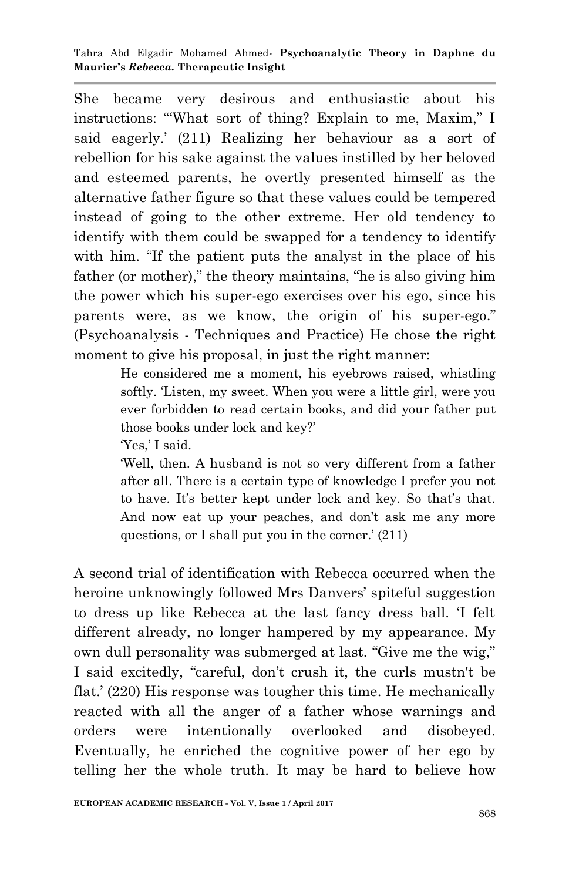She became very desirous and enthusiastic about his instructions: '"What sort of thing? Explain to me, Maxim," I said eagerly.' (211) Realizing her behaviour as a sort of rebellion for his sake against the values instilled by her beloved and esteemed parents, he overtly presented himself as the alternative father figure so that these values could be tempered instead of going to the other extreme. Her old tendency to identify with them could be swapped for a tendency to identify with him. "If the patient puts the analyst in the place of his father (or mother)," the theory maintains, "he is also giving him the power which his super-ego exercises over his ego, since his parents were, as we know, the origin of his super-ego." (Psychoanalysis - Techniques and Practice) He chose the right moment to give his proposal, in just the right manner:

> He considered me a moment, his eyebrows raised, whistling softly. 'Listen, my sweet. When you were a little girl, were you ever forbidden to read certain books, and did your father put those books under lock and key?'
>
> 'Yes,' I said.
>
> 'Well, then. A husband is not so very different from a father after all. There is a certain type of knowledge I prefer you not to have. It's better kept under lock and key. So that's that. And now eat up your peaches, and don't ask me any more questions, or I shall put you in the corner.' (211)

A second trial of identification with Rebecca occurred when the heroine unknowingly followed Mrs Danvers' spiteful suggestion to dress up like Rebecca at the last fancy dress ball. 'I felt different already, no longer hampered by my appearance. My own dull personality was submerged at last. "Give me the wig," I said excitedly, "careful, don't crush it, the curls mustn't be flat.' (220) His response was tougher this time. He mechanically reacted with all the anger of a father whose warnings and orders were intentionally overlooked and disobeyed. Eventually, he enriched the cognitive power of her ego by telling her the whole truth. It may be hard to believe how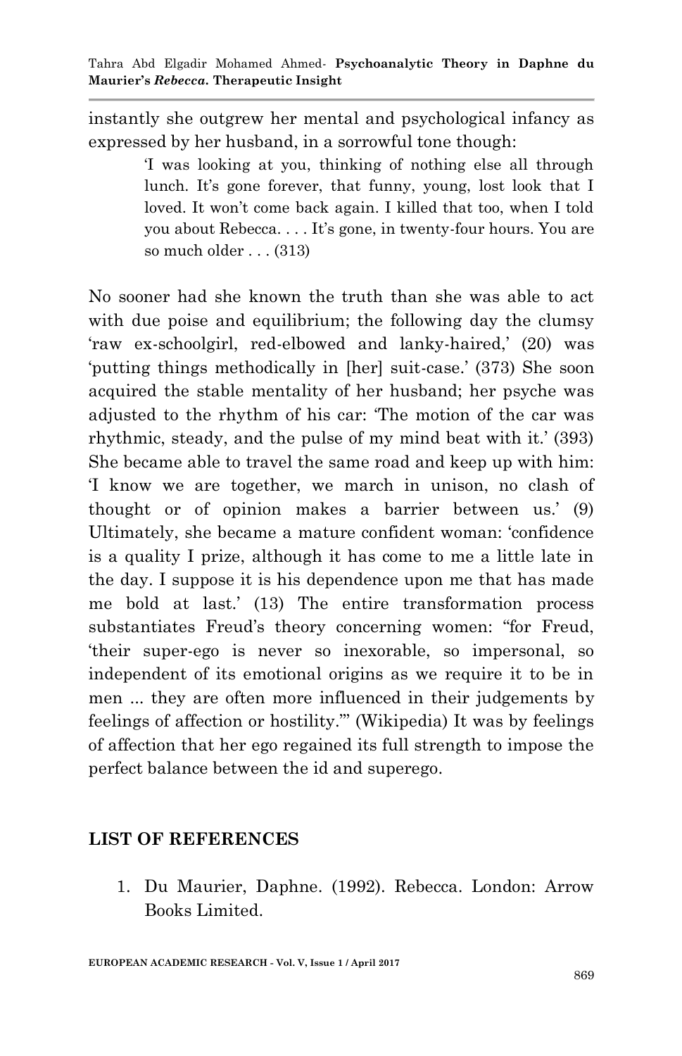instantly she outgrew her mental and psychological infancy as expressed by her husband, in a sorrowful tone though:

> 'I was looking at you, thinking of nothing else all through lunch. It's gone forever, that funny, young, lost look that I loved. It won't come back again. I killed that too, when I told you about Rebecca. . . . It's gone, in twenty-four hours. You are so much older . . . (313)

No sooner had she known the truth than she was able to act with due poise and equilibrium; the following day the clumsy 'raw ex-schoolgirl, red-elbowed and lanky-haired,' (20) was 'putting things methodically in [her] suit-case.' (373) She soon acquired the stable mentality of her husband; her psyche was adjusted to the rhythm of his car: 'The motion of the car was rhythmic, steady, and the pulse of my mind beat with it.' (393) She became able to travel the same road and keep up with him: 'I know we are together, we march in unison, no clash of thought or of opinion makes a barrier between us.' (9) Ultimately, she became a mature confident woman: 'confidence is a quality I prize, although it has come to me a little late in the day. I suppose it is his dependence upon me that has made me bold at last.' (13) The entire transformation process substantiates Freud's theory concerning women: "for Freud, 'their super-ego is never so inexorable, so impersonal, so independent of its emotional origins as we require it to be in men ... they are often more influenced in their judgements by feelings of affection or hostility.'" (Wikipedia) It was by feelings of affection that her ego regained its full strength to impose the perfect balance between the id and superego.

## LIST OF REFERENCES

1. Du Maurier, Daphne. (1992). Rebecca. London: Arrow Books Limited.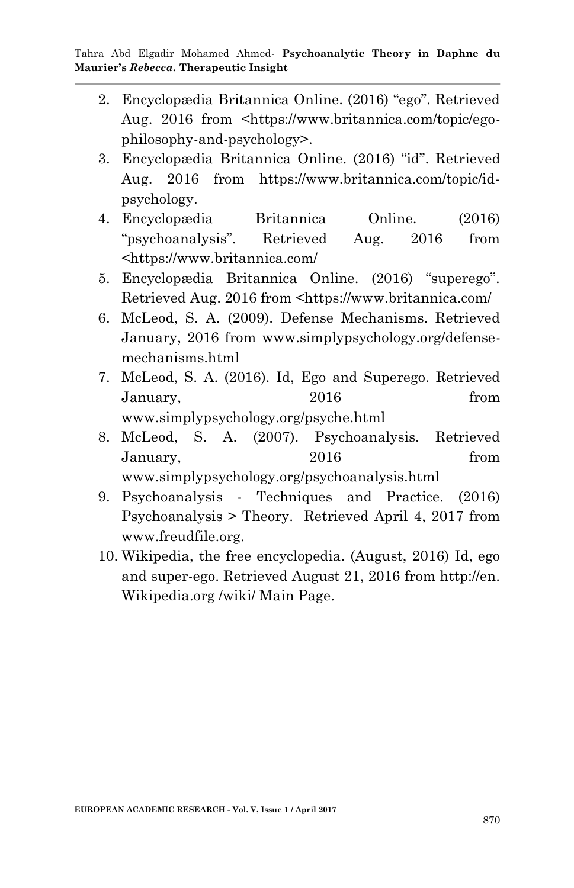2. Encyclopædia Britannica Online. (2016) "ego". Retrieved Aug. 2016 from <https://www.britannica.com/topic/ego-philosophy-and-psychology>.
3. Encyclopædia Britannica Online. (2016) "id". Retrieved Aug. 2016 from https://www.britannica.com/topic/id-psychology.
4. Encyclopædia Britannica Online. (2016) "psychoanalysis". Retrieved Aug. 2016 from <https://www.britannica.com/
5. Encyclopædia Britannica Online. (2016) "superego". Retrieved Aug. 2016 from <https://www.britannica.com/
6. McLeod, S. A. (2009). Defense Mechanisms. Retrieved January, 2016 from www.simplypsychology.org/defense-mechanisms.html
7. McLeod, S. A. (2016). Id, Ego and Superego. Retrieved January, 2016 from www.simplypsychology.org/psyche.html
8. McLeod, S. A. (2007). Psychoanalysis. Retrieved January, 2016 from www.simplypsychology.org/psychoanalysis.html
9. Psychoanalysis - Techniques and Practice. (2016) Psychoanalysis > Theory. Retrieved April 4, 2017 from www.freudfile.org.
10. Wikipedia, the free encyclopedia. (August, 2016) Id, ego and super-ego. Retrieved August 21, 2016 from http://en. Wikipedia.org /wiki/ Main Page.